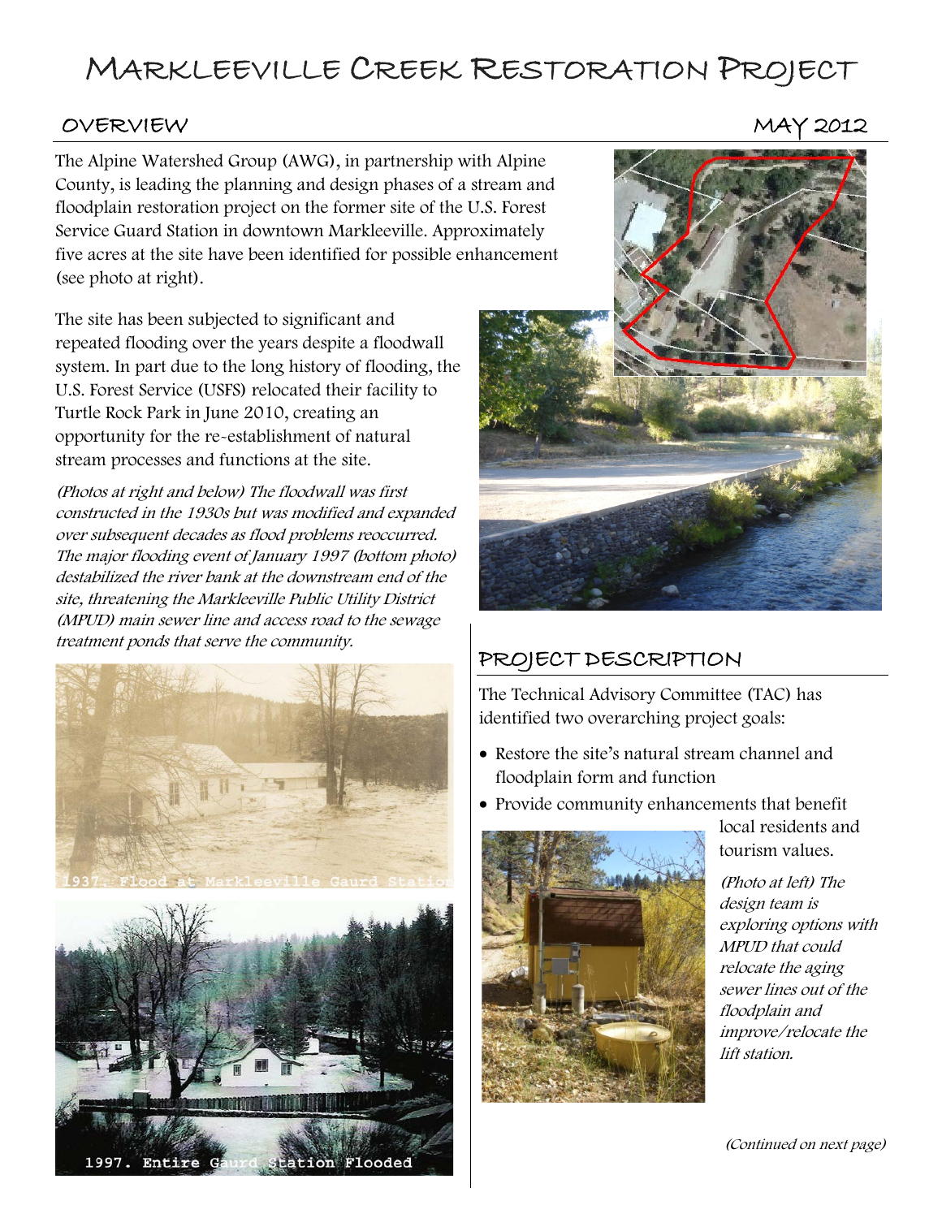# Markleeville Creek Restoration Project

## Overview

MAY 2012

The Alpine Watershed Group (AWG), in partnership with Alpine County, is leading the planning and design phases of a stream and floodplain restoration project on the former site of the U.S. Forest Service Guard Station in downtown Markleeville. Approximately five acres at the site have been identified for possible enhancement (see photo at right).

The site has been subjected to significant and repeated flooding over the years despite a floodwall system. In part due to the long history of flooding, the U.S. Forest Service (USFS) relocated their facility to Turtle Rock Park in June 2010, creating an opportunity for the re-establishment of natural stream processes and functions at the site.

*(Photos at right and below) The floodwall was first constructed in the 1930s but was modified and expanded over subsequent decades as flood problems reoccurred. The major flooding event of January 1997 (bottom photo) destabilized the river bank at the downstream end of the site, threatening the Markleeville Public Utility District (MPUD) main sewer line and access road to the sewage treatment ponds that serve the community.*

1937. Flood at Markleeville Gaurd Station

1997. Entire Gaurd Station Flooded

## Project Description

The Technical Advisory Committee (TAC) has identified two overarching project goals:

- Restore the site's natural stream channel and floodplain form and function
- Provide community enhancements that benefit local residents and tourism values.

*(Photo at left) The design team is exploring options with MPUD that could relocate the aging sewer lines out of the floodplain and improve/relocate the lift station.*

*(Continued on next page)*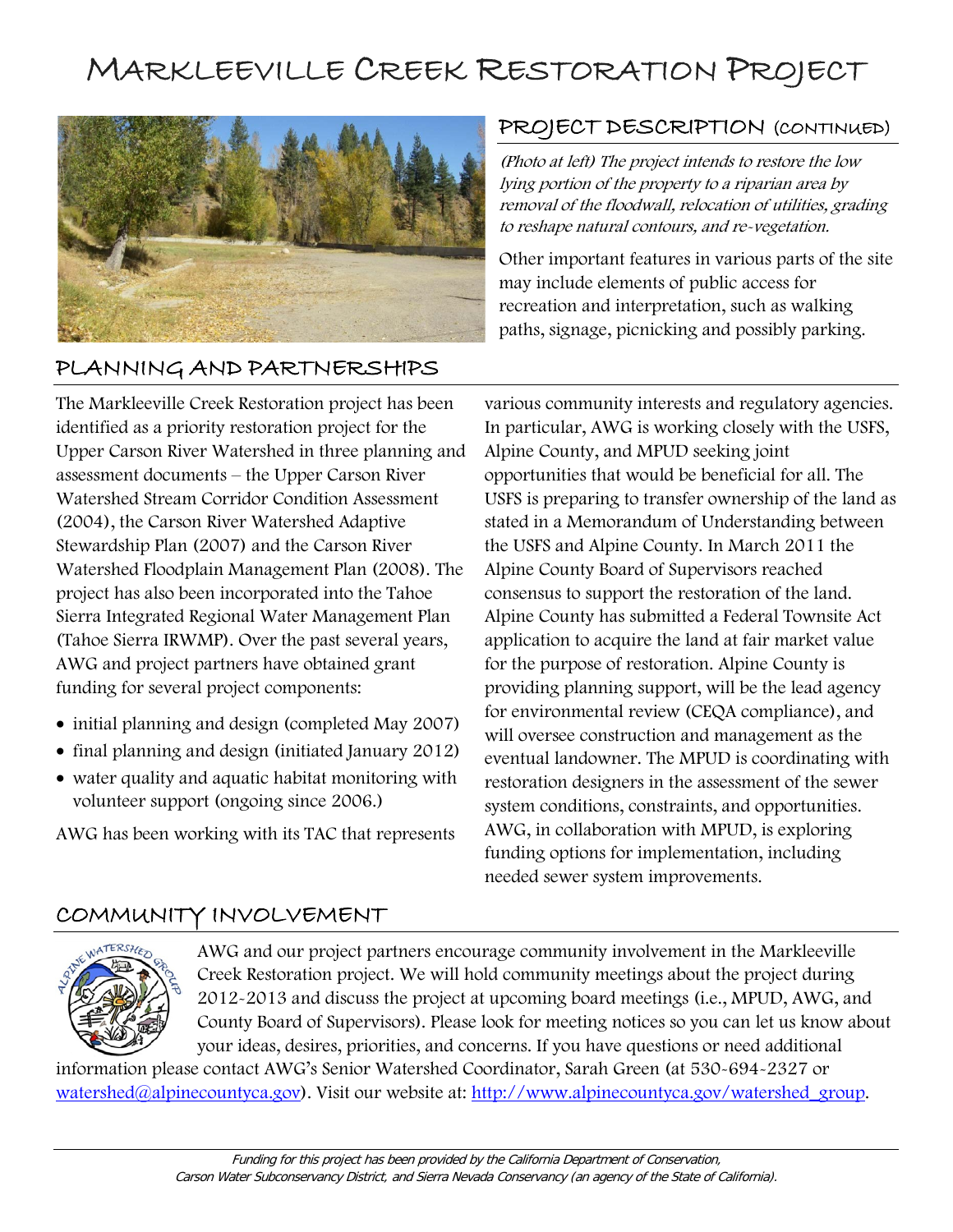# Markleeville Creek Restoration Project

## Project Description (continued)

*(Photo at left) The project intends to restore the low lying portion of the property to a riparian area by removal of the floodwall, relocation of utilities, grading to reshape natural contours, and re-vegetation.*

Other important features in various parts of the site may include elements of public access for recreation and interpretation, such as walking paths, signage, picnicking and possibly parking.

## Planning and Partnerships

The Markleeville Creek Restoration project has been identified as a priority restoration project for the Upper Carson River Watershed in three planning and assessment documents – the Upper Carson River Watershed Stream Corridor Condition Assessment (2004), the Carson River Watershed Adaptive Stewardship Plan (2007) and the Carson River Watershed Floodplain Management Plan (2008). The project has also been incorporated into the Tahoe Sierra Integrated Regional Water Management Plan (Tahoe Sierra IRWMP). Over the past several years, AWG and project partners have obtained grant funding for several project components:

- initial planning and design (completed May 2007)
- final planning and design (initiated January 2012)
- water quality and aquatic habitat monitoring with volunteer support (ongoing since 2006.)

AWG has been working with its TAC that represents various community interests and regulatory agencies. In particular, AWG is working closely with the USFS, Alpine County, and MPUD seeking joint opportunities that would be beneficial for all. The USFS is preparing to transfer ownership of the land as stated in a Memorandum of Understanding between the USFS and Alpine County. In March 2011 the Alpine County Board of Supervisors reached consensus to support the restoration of the land. Alpine County has submitted a Federal Townsite Act application to acquire the land at fair market value for the purpose of restoration. Alpine County is providing planning support, will be the lead agency for environmental review (CEQA compliance), and will oversee construction and management as the eventual landowner. The MPUD is coordinating with restoration designers in the assessment of the sewer system conditions, constraints, and opportunities. AWG, in collaboration with MPUD, is exploring funding options for implementation, including needed sewer system improvements.

## Community Involvement

AWG and our project partners encourage community involvement in the Markleeville Creek Restoration project. We will hold community meetings about the project during 2012-2013 and discuss the project at upcoming board meetings (i.e., MPUD, AWG, and County Board of Supervisors). Please look for meeting notices so you can let us know about your ideas, desires, priorities, and concerns. If you have questions or need additional information please contact AWG's Senior Watershed Coordinator, Sarah Green (at 530-694-2327 or watershed@alpinecountyca.gov). Visit our website at: http://www.alpinecountyca.gov/watershed_group.

*Funding for this project has been provided by the California Department of Conservation, Carson Water Subconservancy District, and Sierra Nevada Conservancy (an agency of the State of California).*